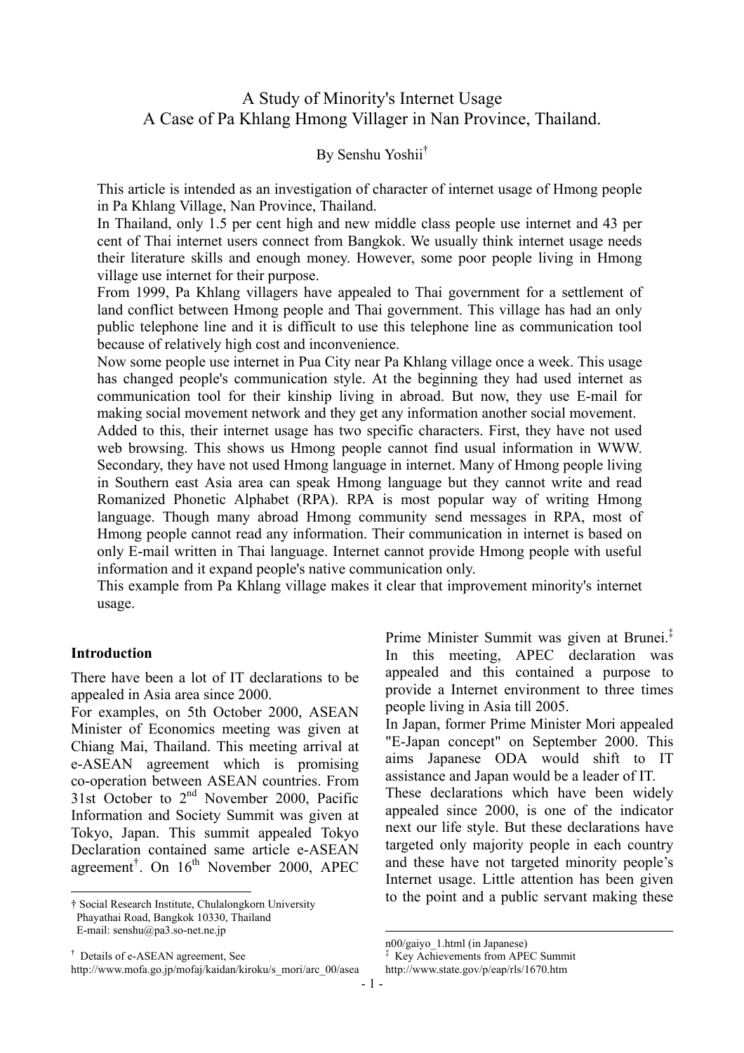# A Study of Minority's Internet Usage
## A Case of Pa Khlang Hmong Villager in Nan Province, Thailand.

By Senshu Yoshii†

This article is intended as an investigation of character of internet usage of Hmong people in Pa Khlang Village, Nan Province, Thailand.
In Thailand, only 1.5 per cent high and new middle class people use internet and 43 per cent of Thai internet users connect from Bangkok. We usually think internet usage needs their literature skills and enough money. However, some poor people living in Hmong village use internet for their purpose.
From 1999, Pa Khlang villagers have appealed to Thai government for a settlement of land conflict between Hmong people and Thai government. This village has had an only public telephone line and it is difficult to use this telephone line as communication tool because of relatively high cost and inconvenience.
Now some people use internet in Pua City near Pa Khlang village once a week. This usage has changed people's communication style. At the beginning they had used internet as communication tool for their kinship living in abroad. But now, they use E-mail for making social movement network and they get any information another social movement.
Added to this, their internet usage has two specific characters. First, they have not used web browsing. This shows us Hmong people cannot find usual information in WWW. Secondary, they have not used Hmong language in internet. Many of Hmong people living in Southern east Asia area can speak Hmong language but they cannot write and read Romanized Phonetic Alphabet (RPA). RPA is most popular way of writing Hmong language. Though many abroad Hmong community send messages in RPA, most of Hmong people cannot read any information. Their communication in internet is based on only E-mail written in Thai language. Internet cannot provide Hmong people with useful information and it expand people's native communication only.
This example from Pa Khlang village makes it clear that improvement minority's internet usage.

### Introduction

There have been a lot of IT declarations to be appealed in Asia area since 2000.
For examples, on 5th October 2000, ASEAN Minister of Economics meeting was given at Chiang Mai, Thailand. This meeting arrival at e-ASEAN agreement which is promising co-operation between ASEAN countries. From 31st October to 2nd November 2000, Pacific Information and Society Summit was given at Tokyo, Japan. This summit appealed Tokyo Declaration contained same article e-ASEAN agreement[†]. On 16th November 2000, APEC Prime Minister Summit was given at Brunei.[‡] In this meeting, APEC declaration was appealed and this contained a purpose to provide a Internet environment to three times people living in Asia till 2005.
In Japan, former Prime Minister Mori appealed "E-Japan concept" on September 2000. This aims Japanese ODA would shift to IT assistance and Japan would be a leader of IT.
These declarations which have been widely appealed since 2000, is one of the indicator next our life style. But these declarations have targeted only majority people in each country and these have not targeted minority people's Internet usage. Little attention has been given to the point and a public servant making these

---

† Social Research Institute, Chulalongkorn University
Phayathai Road, Bangkok 10330, Thailand
E-mail: senshu@pa3.so-net.ne.jp

[†] Details of e-ASEAN agreement, See http://www.mofa.go.jp/mofaj/kaidan/kiroku/s_mori/arc_00/asean00/gaiyo_1.html (in Japanese)

[‡] Key Achievements from APEC Summit http://www.state.gov/p/eap/rls/1670.htm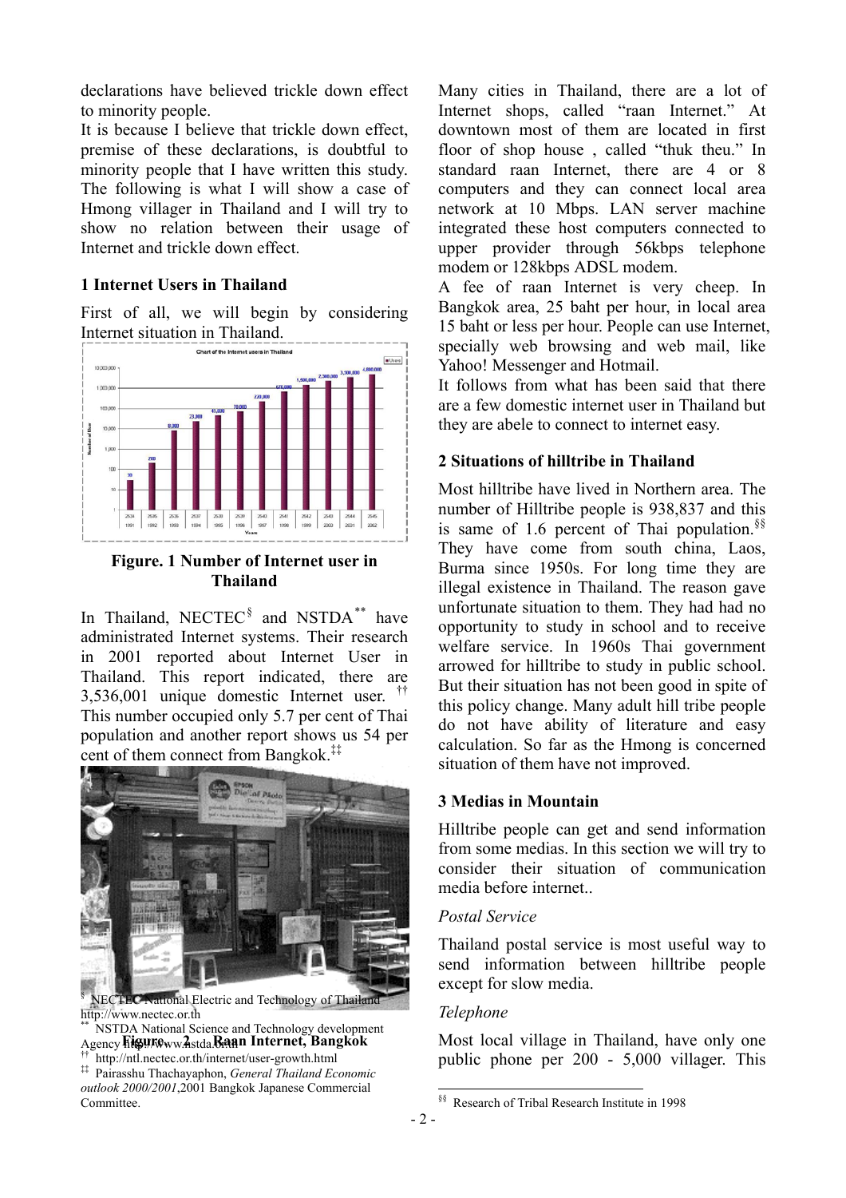declarations have believed trickle down effect to minority people.

It is because I believe that trickle down effect, premise of these declarations, is doubtful to minority people that I have written this study. The following is what I will show a case of Hmong villager in Thailand and I will try to show no relation between their usage of Internet and trickle down effect.

## 1 Internet Users in Thailand

First of all, we will begin by considering Internet situation in Thailand.

**Figure. 1 Number of Internet user in Thailand**

In Thailand, NECTEC[§] and NSTDA[**] have administrated Internet systems. Their research in 2001 reported about Internet User in Thailand. This report indicated, there are 3,536,001 unique domestic Internet user. [††] This number occupied only 5.7 per cent of Thai population and another report shows us 54 per cent of them connect from Bangkok.[‡‡]

**Figure. 2 Raan Internet, Bangkok**

Many cities in Thailand, there are a lot of Internet shops, called "raan Internet." At downtown most of them are located in first floor of shop house , called "thuk theu." In standard raan Internet, there are 4 or 8 computers and they can connect local area network at 10 Mbps. LAN server machine integrated these host computers connected to upper provider through 56kbps telephone modem or 128kbps ADSL modem.

A fee of raan Internet is very cheep. In Bangkok area, 25 baht per hour, in local area 15 baht or less per hour. People can use Internet, specially web browsing and web mail, like Yahoo! Messenger and Hotmail.

It follows from what has been said that there are a few domestic internet user in Thailand but they are abele to connect to internet easy.

## 2 Situations of hilltribe in Thailand

Most hilltribe have lived in Northern area. The number of Hilltribe people is 938,837 and this is same of 1.6 percent of Thai population.[§§] They have come from south china, Laos, Burma since 1950s. For long time they are illegal existence in Thailand. The reason gave unfortunate situation to them. They had had no opportunity to study in school and to receive welfare service. In 1960s Thai government arrowed for hilltribe to study in public school. But their situation has not been good in spite of this policy change. Many adult hill tribe people do not have ability of literature and easy calculation. So far as the Hmong is concerned situation of them have not improved.

## 3 Medias in Mountain

Hilltribe people can get and send information from some medias. In this section we will try to consider their situation of communication media before internet..

### *Postal Service*

Thailand postal service is most useful way to send information between hilltribe people except for slow media.

### *Telephone*

Most local village in Thailand, have only one public phone per 200 - 5,000 villager. This

---

[§] NECTEC National Electric and Technology of Thailand http://www.nectec.or.th

[**] NSTDA National Science and Technology development Agency http://www.nstda.or.th

[††] http://ntl.nectec.or.th/internet/user-growth.html

[‡‡] Pairasshu Thachayaphon, *General Thailand Economic outlook 2000/2001*,2001 Bangkok Japanese Commercial Committee.

[§§] Research of Tribal Research Institute in 1998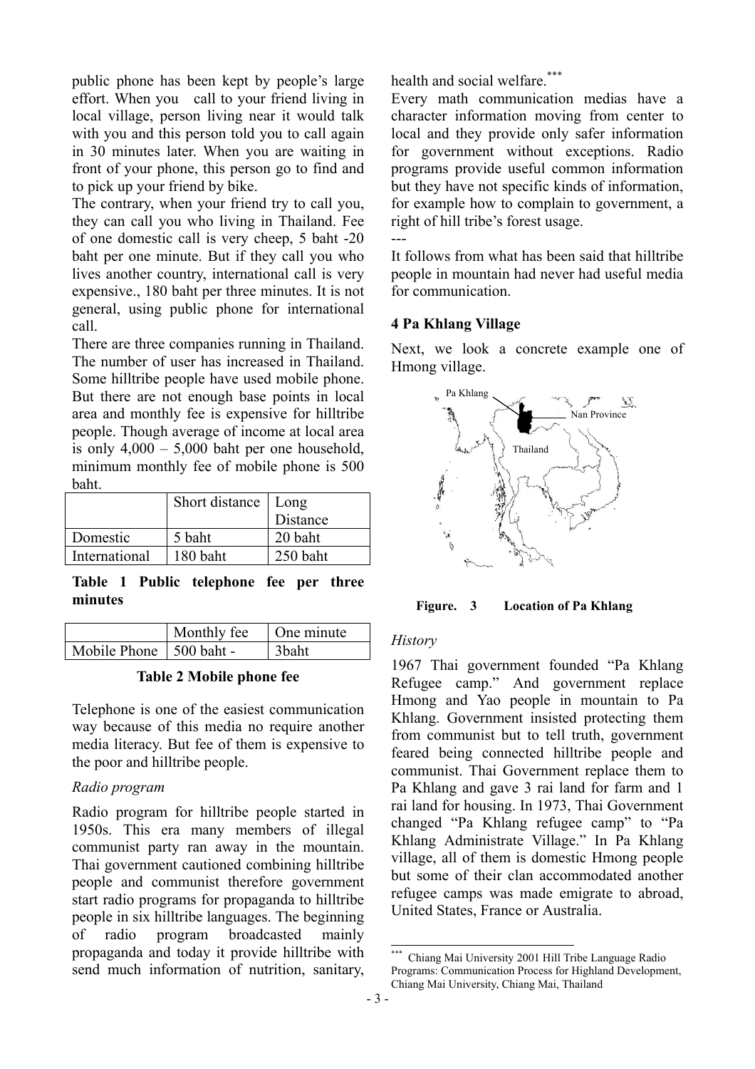public phone has been kept by people's large effort. When you call to your friend living in local village, person living near it would talk with you and this person told you to call again in 30 minutes later. When you are waiting in front of your phone, this person go to find and to pick up your friend by bike.

The contrary, when your friend try to call you, they can call you who living in Thailand. Fee of one domestic call is very cheep, 5 baht -20 baht per one minute. But if they call you who lives another country, international call is very expensive., 180 baht per three minutes. It is not general, using public phone for international call.

There are three companies running in Thailand. The number of user has increased in Thailand. Some hilltribe people have used mobile phone. But there are not enough base points in local area and monthly fee is expensive for hilltribe people. Though average of income at local area is only 4,000 – 5,000 baht per one household, minimum monthly fee of mobile phone is 500 baht.

| | Short distance | Long Distance |
|---|---|---|
| Domestic | 5 baht | 20 baht |
| International | 180 baht | 250 baht |

**Table 1 Public telephone fee per three minutes**

| | Monthly fee | One minute |
|---|---|---|
| Mobile Phone | 500 baht - | 3baht |

**Table 2 Mobile phone fee**

Telephone is one of the easiest communication way because of this media no require another media literacy. But fee of them is expensive to the poor and hilltribe people.

*Radio program*

Radio program for hilltribe people started in 1950s. This era many members of illegal communist party ran away in the mountain. Thai government cautioned combining hilltribe people and communist therefore government start radio programs for propaganda to hilltribe people in six hilltribe languages. The beginning of radio program broadcasted mainly propaganda and today it provide hilltribe with send much information of nutrition, sanitary, health and social welfare.[***]

Every math communication medias have a character information moving from center to local and they provide only safer information for government without exceptions. Radio programs provide useful common information but they have not specific kinds of information, for example how to complain to government, a right of hill tribe's forest usage.

---

It follows from what has been said that hilltribe people in mountain had never had useful media for communication.

## 4 Pa Khlang Village

Next, we look a concrete example one of Hmong village.

**Figure. 3 Location of Pa Khlang**

*History*

1967 Thai government founded "Pa Khlang Refugee camp." And government replace Hmong and Yao people in mountain to Pa Khlang. Government insisted protecting them from communist but to tell truth, government feared being connected hilltribe people and communist. Thai Government replace them to Pa Khlang and gave 3 rai land for farm and 1 rai land for housing. In 1973, Thai Government changed "Pa Khlang refugee camp" to "Pa Khlang Administrate Village." In Pa Khlang village, all of them is domestic Hmong people but some of their clan accommodated another refugee camps was made emigrate to abroad, United States, France or Australia.

[***] Chiang Mai University 2001 Hill Tribe Language Radio Programs: Communication Process for Highland Development, Chiang Mai University, Chiang Mai, Thailand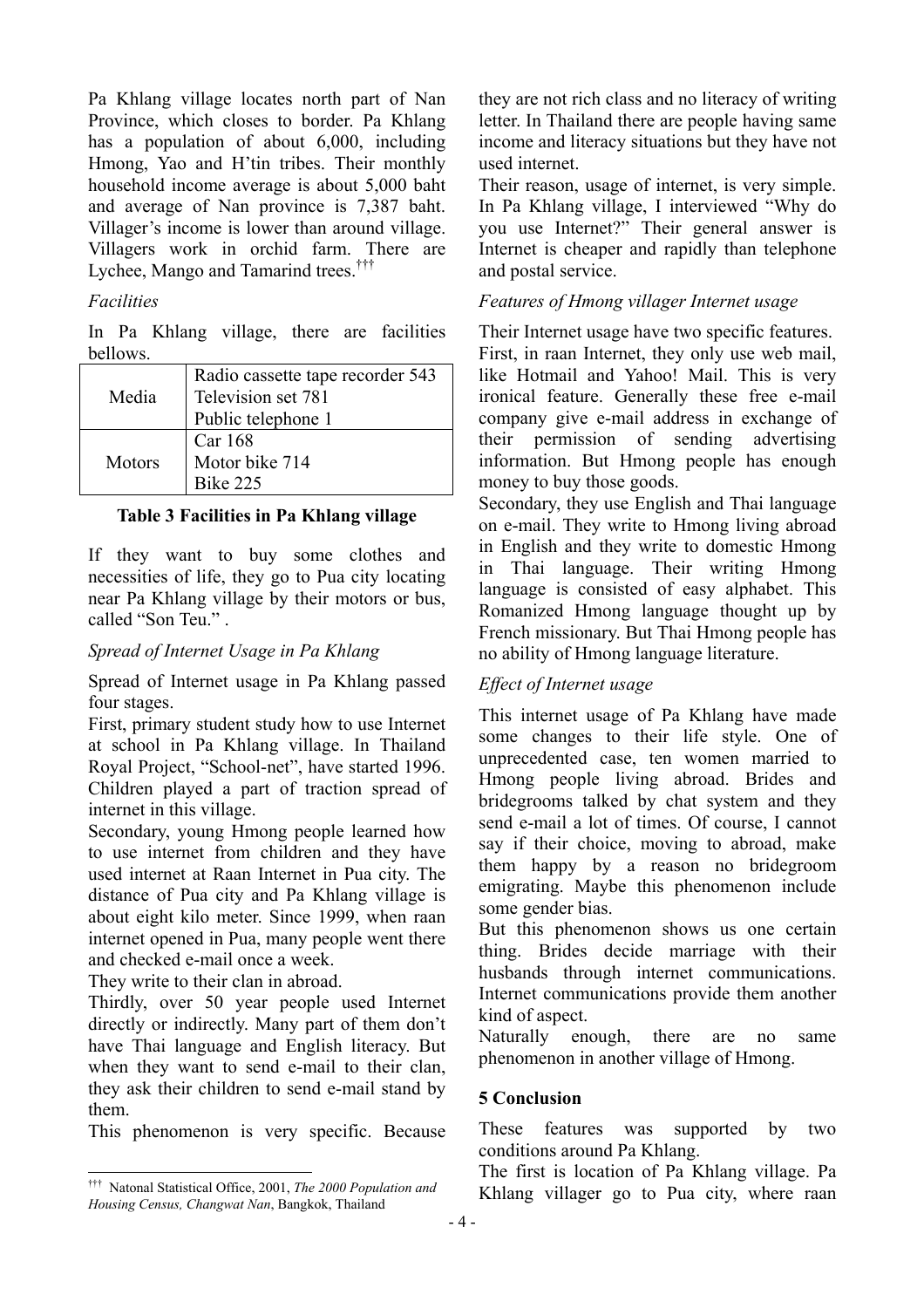Pa Khlang village locates north part of Nan Province, which closes to border. Pa Khlang has a population of about 6,000, including Hmong, Yao and H'tin tribes. Their monthly household income average is about 5,000 baht and average of Nan province is 7,387 baht. Villager's income is lower than around village. Villagers work in orchid farm. There are Lychee, Mango and Tamarind trees.[†††]

*Facilities*

In Pa Khlang village, there are facilities bellows.

| | |
|---|---|
| Media | Radio cassette tape recorder 543<br>Television set 781<br>Public telephone 1 |
| Motors | Car 168<br>Motor bike 714<br>Bike 225 |

**Table 3 Facilities in Pa Khlang village**

If they want to buy some clothes and necessities of life, they go to Pua city locating near Pa Khlang village by their motors or bus, called "Son Teu." .

*Spread of Internet Usage in Pa Khlang*

Spread of Internet usage in Pa Khlang passed four stages.

First, primary student study how to use Internet at school in Pa Khlang village. In Thailand Royal Project, "School-net", have started 1996. Children played a part of traction spread of internet in this village.

Secondary, young Hmong people learned how to use internet from children and they have used internet at Raan Internet in Pua city. The distance of Pua city and Pa Khlang village is about eight kilo meter. Since 1999, when raan internet opened in Pua, many people went there and checked e-mail once a week.

They write to their clan in abroad.

Thirdly, over 50 year people used Internet directly or indirectly. Many part of them don't have Thai language and English literacy. But when they want to send e-mail to their clan, they ask their children to send e-mail stand by them.

This phenomenon is very specific. Because they are not rich class and no literacy of writing letter. In Thailand there are people having same income and literacy situations but they have not used internet.

Their reason, usage of internet, is very simple. In Pa Khlang village, I interviewed "Why do you use Internet?" Their general answer is Internet is cheaper and rapidly than telephone and postal service.

*Features of Hmong villager Internet usage*

Their Internet usage have two specific features.

First, in raan Internet, they only use web mail, like Hotmail and Yahoo! Mail. This is very ironical feature. Generally these free e-mail company give e-mail address in exchange of their permission of sending advertising information. But Hmong people has enough money to buy those goods.

Secondary, they use English and Thai language on e-mail. They write to Hmong living abroad in English and they write to domestic Hmong in Thai language. Their writing Hmong language is consisted of easy alphabet. This Romanized Hmong language thought up by French missionary. But Thai Hmong people has no ability of Hmong language literature.

*Effect of Internet usage*

This internet usage of Pa Khlang have made some changes to their life style. One of unprecedented case, ten women married to Hmong people living abroad. Brides and bridegrooms talked by chat system and they send e-mail a lot of times. Of course, I cannot say if their choice, moving to abroad, make them happy by a reason no bridegroom emigrating. Maybe this phenomenon include some gender bias.

But this phenomenon shows us one certain thing. Brides decide marriage with their husbands through internet communications. Internet communications provide them another kind of aspect.

Naturally enough, there are no same phenomenon in another village of Hmong.

## 5 Conclusion

These features was supported by two conditions around Pa Khlang.

The first is location of Pa Khlang village. Pa Khlang villager go to Pua city, where raan

---

[†††] Natonal Statistical Office, 2001, *The 2000 Population and Housing Census, Changwat Nan*, Bangkok, Thailand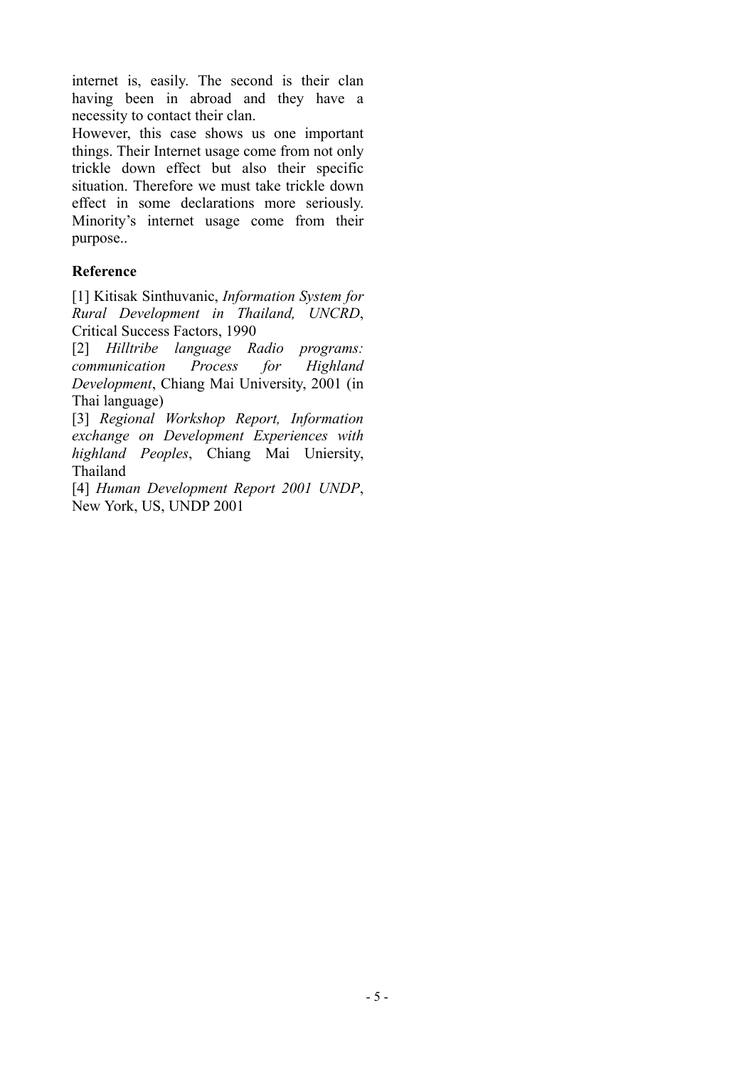internet is, easily. The second is their clan having been in abroad and they have a necessity to contact their clan.

However, this case shows us one important things. Their Internet usage come from not only trickle down effect but also their specific situation. Therefore we must take trickle down effect in some declarations more seriously. Minority's internet usage come from their purpose..

**Reference**

[1] Kitisak Sinthuvanic, *Information System for Rural Development in Thailand, UNCRD*, Critical Success Factors, 1990

[2] *Hilltribe language Radio programs: communication Process for Highland Development*, Chiang Mai University, 2001 (in Thai language)

[3] *Regional Workshop Report, Information exchange on Development Experiences with highland Peoples*, Chiang Mai Uniersity, Thailand

[4] *Human Development Report 2001 UNDP*, New York, US, UNDP 2001